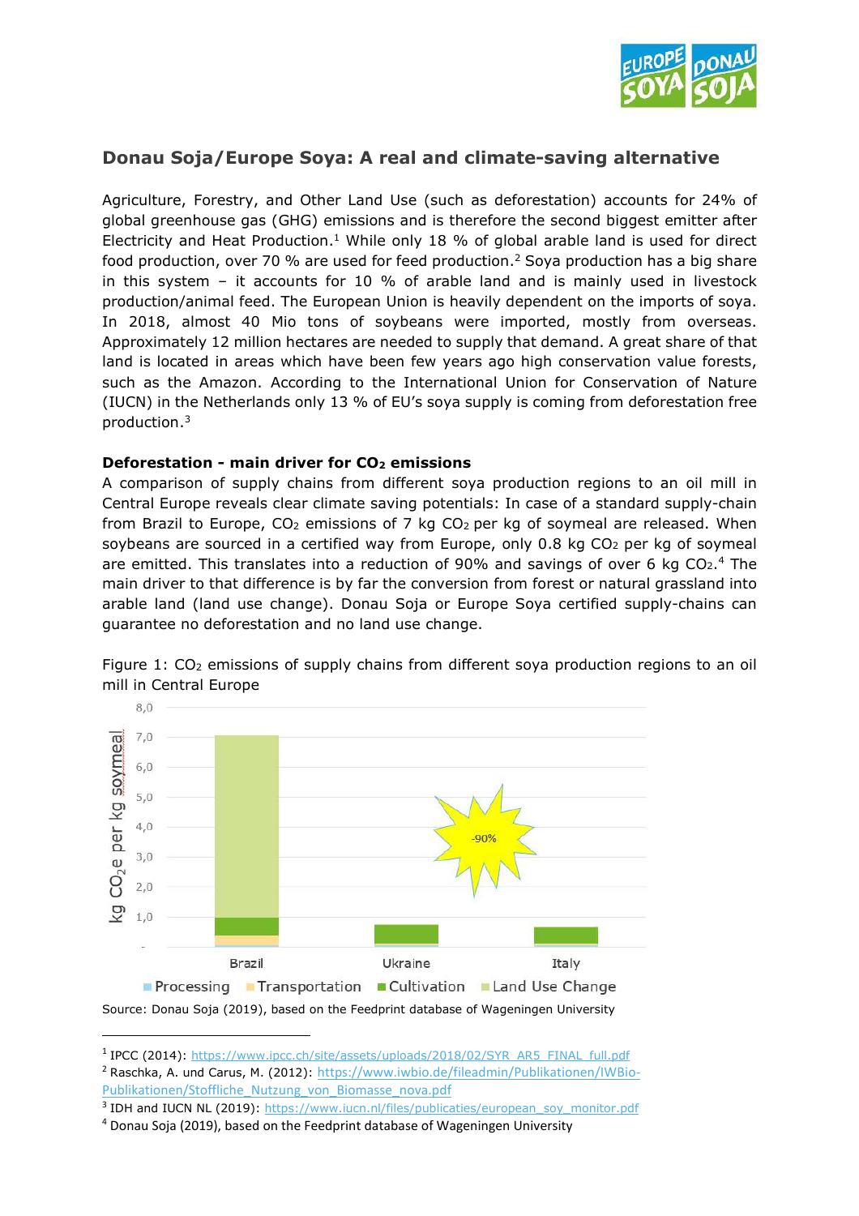## Donau Soja/Europe Soya: A real and climate-saving alternative

Agriculture, Forestry, and Other Land Use (such as deforestation) accounts for 24% of global greenhouse gas (GHG) emissions and is therefore the second biggest emitter after Electricity and Heat Production.[1] While only 18 % of global arable land is used for direct food production, over 70 % are used for feed production.[2] Soya production has a big share in this system – it accounts for 10 % of arable land and is mainly used in livestock production/animal feed. The European Union is heavily dependent on the imports of soya. In 2018, almost 40 Mio tons of soybeans were imported, mostly from overseas. Approximately 12 million hectares are needed to supply that demand. A great share of that land is located in areas which have been few years ago high conservation value forests, such as the Amazon. According to the International Union for Conservation of Nature (IUCN) in the Netherlands only 13 % of EU's soya supply is coming from deforestation free production.[3]

**Deforestation - main driver for $CO_2$ emissions**

A comparison of supply chains from different soya production regions to an oil mill in Central Europe reveals clear climate saving potentials: In case of a standard supply-chain from Brazil to Europe, $CO_2$ emissions of 7 kg $CO_2$ per kg of soymeal are released. When soybeans are sourced in a certified way from Europe, only 0.8 kg $CO_2$ per kg of soymeal are emitted. This translates into a reduction of 90% and savings of over 6 kg $CO_2$.[4] The main driver to that difference is by far the conversion from forest or natural grassland into arable land (land use change). Donau Soja or Europe Soya certified supply-chains can guarantee no deforestation and no land use change.

Figure 1: $CO_2$ emissions of supply chains from different soya production regions to an oil mill in Central Europe

Source: Donau Soja (2019), based on the Feedprint database of Wageningen University

---

[1] IPCC (2014): https://www.ipcc.ch/site/assets/uploads/2018/02/SYR_AR5_FINAL_full.pdf

[2] Raschka, A. und Carus, M. (2012): https://www.iwbio.de/fileadmin/Publikationen/IWBio-Publikationen/Stoffliche_Nutzung_von_Biomasse_nova.pdf

[3] IDH and IUCN NL (2019): https://www.iucn.nl/files/publicaties/european_soy_monitor.pdf

[4] Donau Soja (2019), based on the Feedprint database of Wageningen University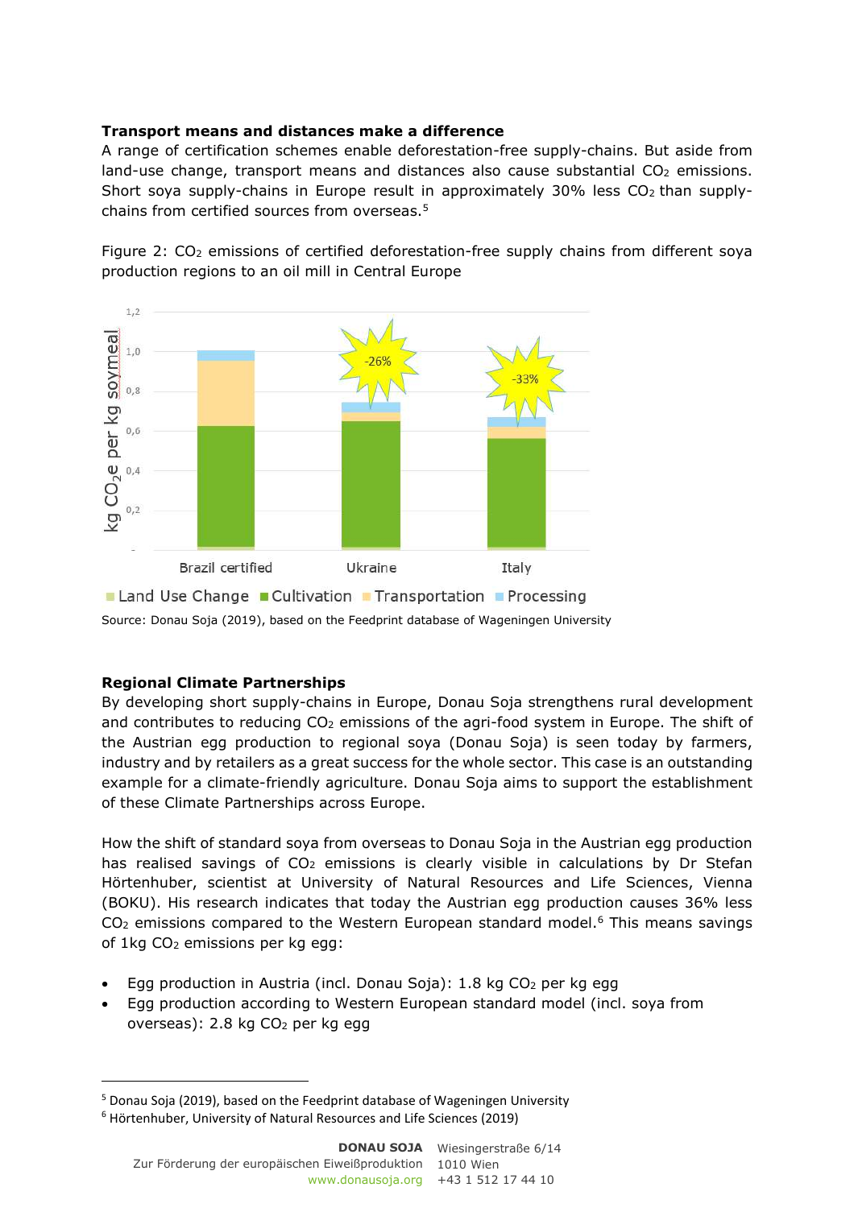**Transport means and distances make a difference**

A range of certification schemes enable deforestation-free supply-chains. But aside from land-use change, transport means and distances also cause substantial $CO_2$ emissions. Short soya supply-chains in Europe result in approximately 30% less $CO_2$ than supply-chains from certified sources from overseas.[5]

Figure 2: $CO_2$ emissions of certified deforestation-free supply chains from different soya production regions to an oil mill in Central Europe

Source: Donau Soja (2019), based on the Feedprint database of Wageningen University

**Regional Climate Partnerships**

By developing short supply-chains in Europe, Donau Soja strengthens rural development and contributes to reducing $CO_2$ emissions of the agri-food system in Europe. The shift of the Austrian egg production to regional soya (Donau Soja) is seen today by farmers, industry and by retailers as a great success for the whole sector. This case is an outstanding example for a climate-friendly agriculture. Donau Soja aims to support the establishment of these Climate Partnerships across Europe.

How the shift of standard soya from overseas to Donau Soja in the Austrian egg production has realised savings of $CO_2$ emissions is clearly visible in calculations by Dr Stefan Hörtenhuber, scientist at University of Natural Resources and Life Sciences, Vienna (BOKU). His research indicates that today the Austrian egg production causes 36% less $CO_2$ emissions compared to the Western European standard model.[6] This means savings of 1kg $CO_2$ emissions per kg egg:

- Egg production in Austria (incl. Donau Soja): 1.8 kg $CO_2$ per kg egg
- Egg production according to Western European standard model (incl. soya from overseas): 2.8 kg $CO_2$ per kg egg

[5] Donau Soja (2019), based on the Feedprint database of Wageningen University

[6] Hörtenhuber, University of Natural Resources and Life Sciences (2019)

**DONAU SOJA** Zur Förderung der europäischen Eiweißproduktion www.donausoja.org | Wiesingerstraße 6/14 1010 Wien +43 1 512 17 44 10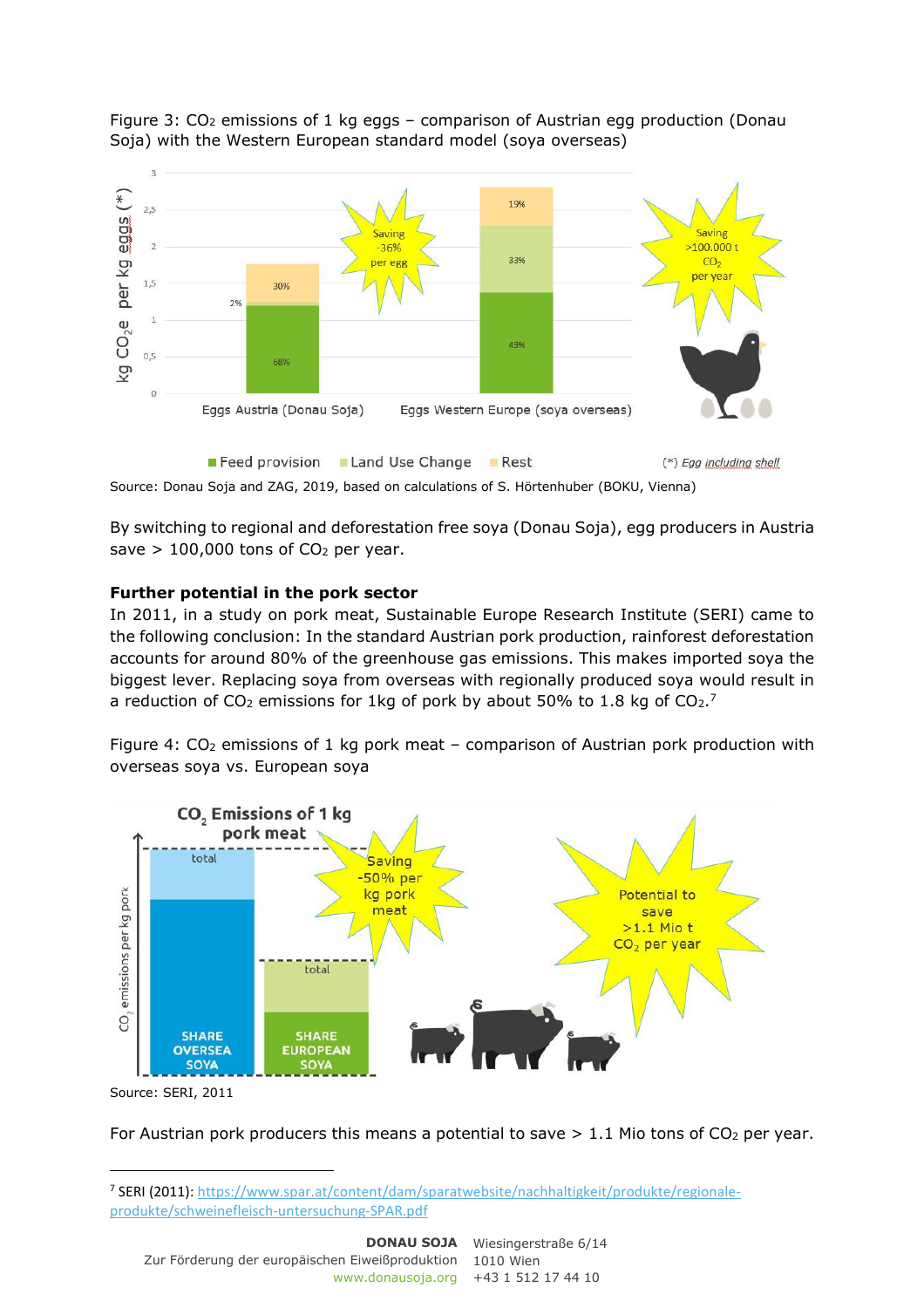Figure 3: $CO_2$ emissions of 1 kg eggs – comparison of Austrian egg production (Donau Soja) with the Western European standard model (soya overseas)

kg $CO_2$e per kg eggs (*)

3
2,5
2
1,5
1
0,5
0

2%
30%
68%

Saving
-36%
per egg

19%
33%
49%

Saving
>100.000 t
$CO_2$
per year

Eggs Austria (Donau Soja)
Eggs Western Europe (soya overseas)

Feed provision
Land Use Change
Rest

(*) *Egg including shell*

Source: Donau Soja and ZAG, 2019, based on calculations of S. Hörtenhuber (BOKU, Vienna)

By switching to regional and deforestation free soya (Donau Soja), egg producers in Austria save > 100,000 tons of $CO_2$ per year.

**Further potential in the pork sector**

In 2011, in a study on pork meat, Sustainable Europe Research Institute (SERI) came to the following conclusion: In the standard Austrian pork production, rainforest deforestation accounts for around 80% of the greenhouse gas emissions. This makes imported soya the biggest lever. Replacing soya from overseas with regionally produced soya would result in a reduction of $CO_2$ emissions for 1kg of pork by about 50% to 1.8 kg of $CO_2$.[7]

Figure 4: $CO_2$ emissions of 1 kg pork meat – comparison of Austrian pork production with overseas soya vs. European soya

$CO_2$ Emissions of 1 kg pork meat

$CO_2$ emissions per kg pork

total
SHARE OVERSEA SOYA

total
SHARE EUROPEAN SOYA

Saving
-50% per
kg pork
meat

Potential to
save
>1.1 Mio t
$CO_2$ per year

Source: SERI, 2011

For Austrian pork producers this means a potential to save > 1.1 Mio tons of $CO_2$ per year.

[7] SERI (2011): https://www.spar.at/content/dam/sparatwebsite/nachhaltigkeit/produkte/regionale-produkte/schweinefleisch-untersuchung-SPAR.pdf

**DONAU SOJA**
Zur Förderung der europäischen Eiweißproduktion
www.donausoja.org

Wiesingerstraße 6/14
1010 Wien
+43 1 512 17 44 10